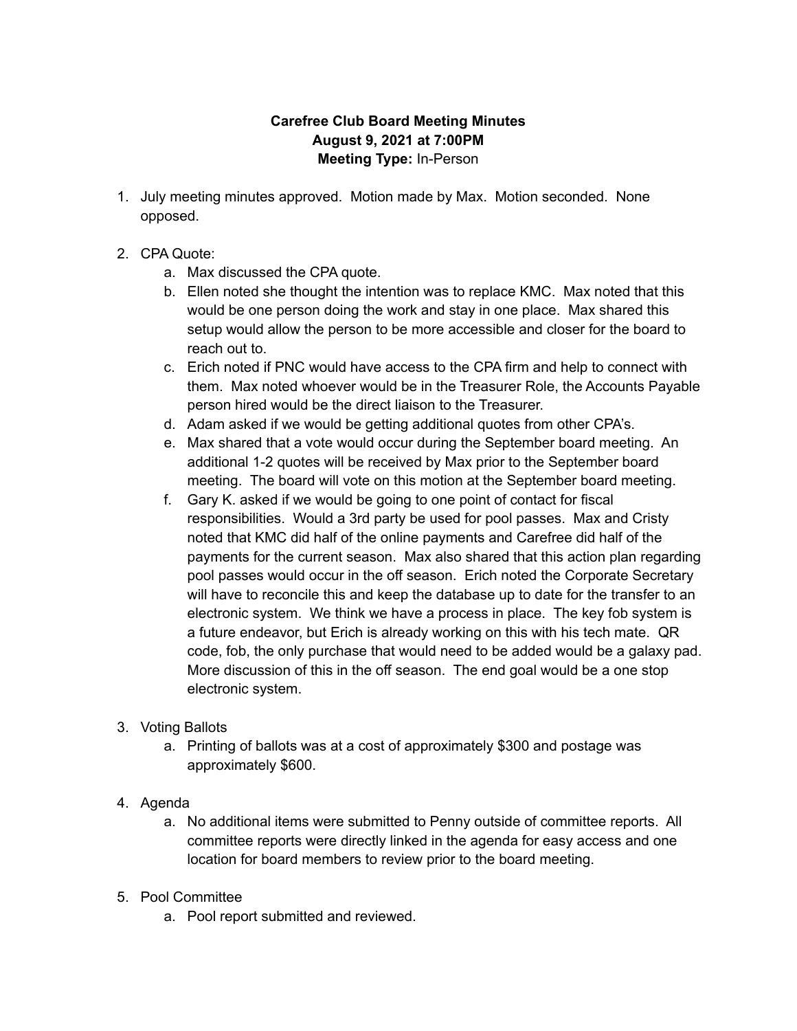**Carefree Club Board Meeting Minutes**
**August 9, 2021 at 7:00PM**
**Meeting Type:** In-Person

1. July meeting minutes approved. Motion made by Max. Motion seconded. None opposed.

2. CPA Quote:
   a. Max discussed the CPA quote.
   b. Ellen noted she thought the intention was to replace KMC. Max noted that this would be one person doing the work and stay in one place. Max shared this setup would allow the person to be more accessible and closer for the board to reach out to.
   c. Erich noted if PNC would have access to the CPA firm and help to connect with them. Max noted whoever would be in the Treasurer Role, the Accounts Payable person hired would be the direct liaison to the Treasurer.
   d. Adam asked if we would be getting additional quotes from other CPA's.
   e. Max shared that a vote would occur during the September board meeting. An additional 1-2 quotes will be received by Max prior to the September board meeting. The board will vote on this motion at the September board meeting.
   f. Gary K. asked if we would be going to one point of contact for fiscal responsibilities. Would a 3rd party be used for pool passes. Max and Cristy noted that KMC did half of the online payments and Carefree did half of the payments for the current season. Max also shared that this action plan regarding pool passes would occur in the off season. Erich noted the Corporate Secretary will have to reconcile this and keep the database up to date for the transfer to an electronic system. We think we have a process in place. The key fob system is a future endeavor, but Erich is already working on this with his tech mate. QR code, fob, the only purchase that would need to be added would be a galaxy pad. More discussion of this in the off season. The end goal would be a one stop electronic system.

3. Voting Ballots
   a. Printing of ballots was at a cost of approximately $300 and postage was approximately $600.

4. Agenda
   a. No additional items were submitted to Penny outside of committee reports. All committee reports were directly linked in the agenda for easy access and one location for board members to review prior to the board meeting.

5. Pool Committee
   a. Pool report submitted and reviewed.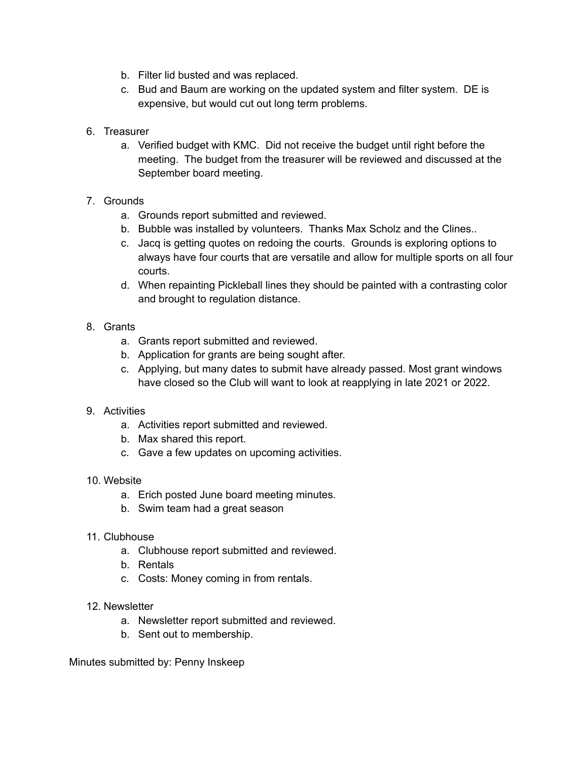b. Filter lid busted and was replaced.
   c. Bud and Baum are working on the updated system and filter system. DE is expensive, but would cut out long term problems.

6. Treasurer
   a. Verified budget with KMC. Did not receive the budget until right before the meeting. The budget from the treasurer will be reviewed and discussed at the September board meeting.

7. Grounds
   a. Grounds report submitted and reviewed.
   b. Bubble was installed by volunteers. Thanks Max Scholz and the Clines..
   c. Jacq is getting quotes on redoing the courts. Grounds is exploring options to always have four courts that are versatile and allow for multiple sports on all four courts.
   d. When repainting Pickleball lines they should be painted with a contrasting color and brought to regulation distance.

8. Grants
   a. Grants report submitted and reviewed.
   b. Application for grants are being sought after.
   c. Applying, but many dates to submit have already passed. Most grant windows have closed so the Club will want to look at reapplying in late 2021 or 2022.

9. Activities
   a. Activities report submitted and reviewed.
   b. Max shared this report.
   c. Gave a few updates on upcoming activities.

10. Website
    a. Erich posted June board meeting minutes.
    b. Swim team had a great season

11. Clubhouse
    a. Clubhouse report submitted and reviewed.
    b. Rentals
    c. Costs: Money coming in from rentals.

12. Newsletter
    a. Newsletter report submitted and reviewed.
    b. Sent out to membership.

Minutes submitted by: Penny Inskeep